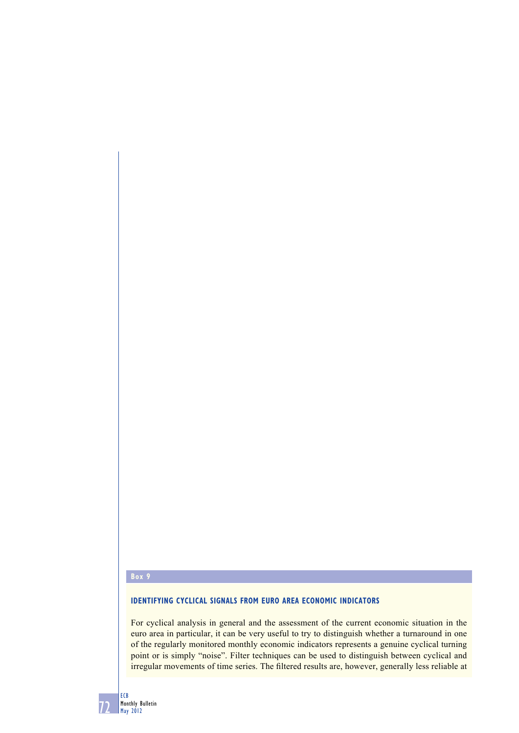**Box 9**

### IDENTIFYING CYCLICAL SIGNALS FROM EURO AREA ECONOMIC INDICATORS

For cyclical analysis in general and the assessment of the current economic situation in the euro area in particular, it can be very useful to try to distinguish whether a turnaround in one of the regularly monitored monthly economic indicators represents a genuine cyclical turning point or is simply "noise". Filter techniques can be used to distinguish between cyclical and irregular movements of time series. The filtered results are, however, generally less reliable at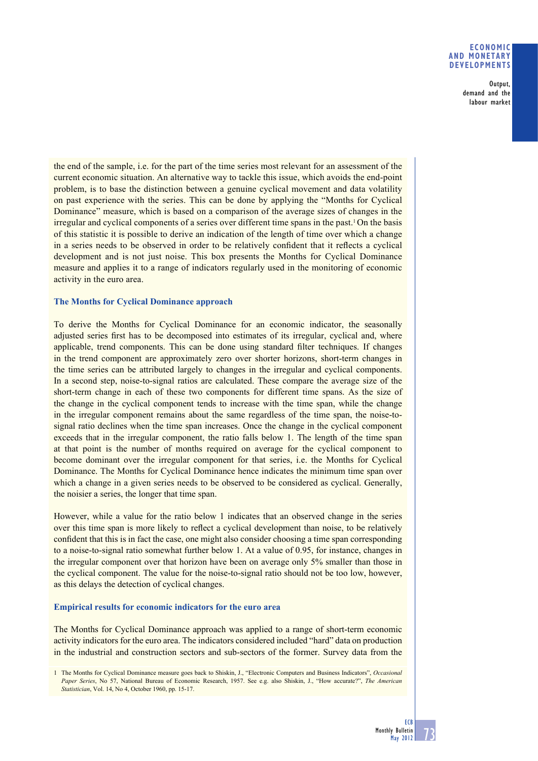the end of the sample, i.e. for the part of the time series most relevant for an assessment of the current economic situation. An alternative way to tackle this issue, which avoids the end-point problem, is to base the distinction between a genuine cyclical movement and data volatility on past experience with the series. This can be done by applying the "Months for Cyclical Dominance" measure, which is based on a comparison of the average sizes of changes in the irregular and cyclical components of a series over different time spans in the past.[1] On the basis of this statistic it is possible to derive an indication of the length of time over which a change in a series needs to be observed in order to be relatively confident that it reflects a cyclical development and is not just noise. This box presents the Months for Cyclical Dominance measure and applies it to a range of indicators regularly used in the monitoring of economic activity in the euro area.

### The Months for Cyclical Dominance approach

To derive the Months for Cyclical Dominance for an economic indicator, the seasonally adjusted series first has to be decomposed into estimates of its irregular, cyclical and, where applicable, trend components. This can be done using standard filter techniques. If changes in the trend component are approximately zero over shorter horizons, short-term changes in the time series can be attributed largely to changes in the irregular and cyclical components. In a second step, noise-to-signal ratios are calculated. These compare the average size of the short-term change in each of these two components for different time spans. As the size of the change in the cyclical component tends to increase with the time span, while the change in the irregular component remains about the same regardless of the time span, the noise-to-signal ratio declines when the time span increases. Once the change in the cyclical component exceeds that in the irregular component, the ratio falls below 1. The length of the time span at that point is the number of months required on average for the cyclical component to become dominant over the irregular component for that series, i.e. the Months for Cyclical Dominance. The Months for Cyclical Dominance hence indicates the minimum time span over which a change in a given series needs to be observed to be considered as cyclical. Generally, the noisier a series, the longer that time span.

However, while a value for the ratio below 1 indicates that an observed change in the series over this time span is more likely to reflect a cyclical development than noise, to be relatively confident that this is in fact the case, one might also consider choosing a time span corresponding to a noise-to-signal ratio somewhat further below 1. At a value of 0.95, for instance, changes in the irregular component over that horizon have been on average only 5% smaller than those in the cyclical component. The value for the noise-to-signal ratio should not be too low, however, as this delays the detection of cyclical changes.

### Empirical results for economic indicators for the euro area

The Months for Cyclical Dominance approach was applied to a range of short-term economic activity indicators for the euro area. The indicators considered included "hard" data on production in the industrial and construction sectors and sub-sectors of the former. Survey data from the

[1] The Months for Cyclical Dominance measure goes back to Shiskin, J., "Electronic Computers and Business Indicators", *Occasional Paper Series*, No 57, National Bureau of Economic Research, 1957. See e.g. also Shiskin, J., "How accurate?", *The American Statistician*, Vol. 14, No 4, October 1960, pp. 15-17.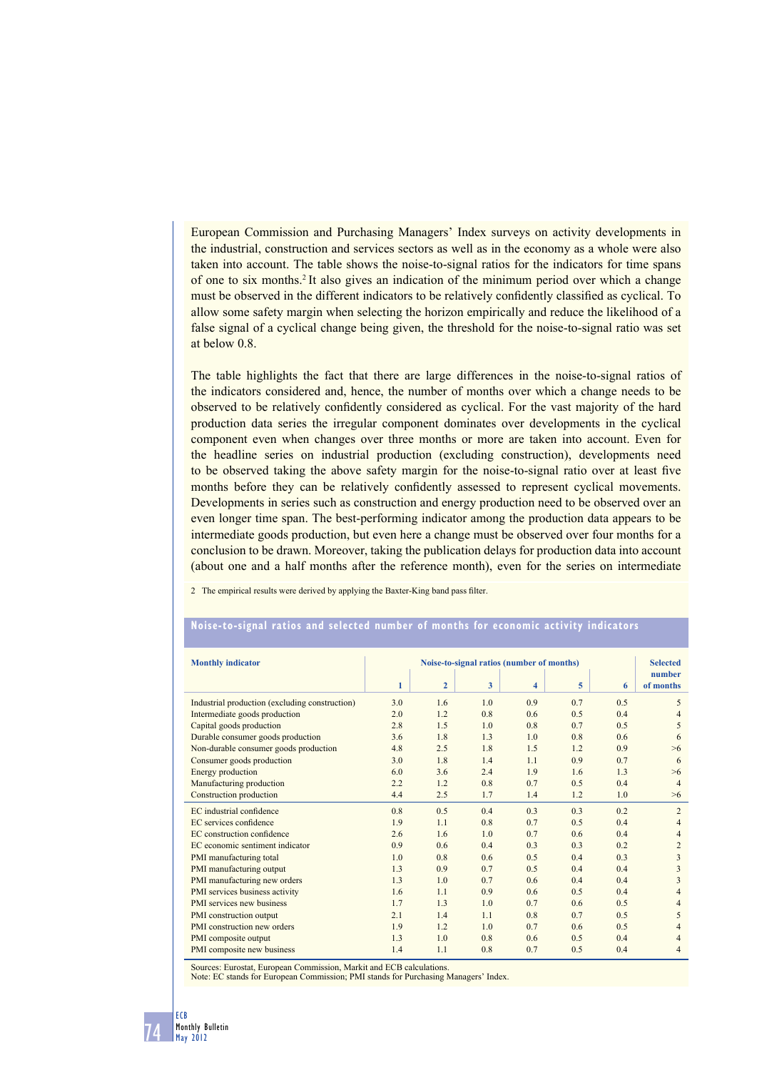European Commission and Purchasing Managers' Index surveys on activity developments in the industrial, construction and services sectors as well as in the economy as a whole were also taken into account. The table shows the noise-to-signal ratios for the indicators for time spans of one to six months.[2] It also gives an indication of the minimum period over which a change must be observed in the different indicators to be relatively confidently classified as cyclical. To allow some safety margin when selecting the horizon empirically and reduce the likelihood of a false signal of a cyclical change being given, the threshold for the noise-to-signal ratio was set at below 0.8.

The table highlights the fact that there are large differences in the noise-to-signal ratios of the indicators considered and, hence, the number of months over which a change needs to be observed to be relatively confidently considered as cyclical. For the vast majority of the hard production data series the irregular component dominates over developments in the cyclical component even when changes over three months or more are taken into account. Even for the headline series on industrial production (excluding construction), developments need to be observed taking the above safety margin for the noise-to-signal ratio over at least five months before they can be relatively confidently assessed to represent cyclical movements. Developments in series such as construction and energy production need to be observed over an even longer time span. The best-performing indicator among the production data appears to be intermediate goods production, but even here a change must be observed over four months for a conclusion to be drawn. Moreover, taking the publication delays for production data into account (about one and a half months after the reference month), even for the series on intermediate

2 The empirical results were derived by applying the Baxter-King band pass filter.

**Noise-to-signal ratios and selected number of months for economic activity indicators**

| Monthly indicator | Noise-to-signal ratios (number of months) | | | | | | Selected number of months |
|---|---|---|---|---|---|---|---|
| | 1 | 2 | 3 | 4 | 5 | 6 | |
| Industrial production (excluding construction) | 3.0 | 1.6 | 1.0 | 0.9 | 0.7 | 0.5 | 5 |
| Intermediate goods production | 2.0 | 1.2 | 0.8 | 0.6 | 0.5 | 0.4 | 4 |
| Capital goods production | 2.8 | 1.5 | 1.0 | 0.8 | 0.7 | 0.5 | 5 |
| Durable consumer goods production | 3.6 | 1.8 | 1.3 | 1.0 | 0.8 | 0.6 | 6 |
| Non-durable consumer goods production | 4.8 | 2.5 | 1.8 | 1.5 | 1.2 | 0.9 | >6 |
| Consumer goods production | 3.0 | 1.8 | 1.4 | 1.1 | 0.9 | 0.7 | 6 |
| Energy production | 6.0 | 3.6 | 2.4 | 1.9 | 1.6 | 1.3 | >6 |
| Manufacturing production | 2.2 | 1.2 | 0.8 | 0.7 | 0.5 | 0.4 | 4 |
| Construction production | 4.4 | 2.5 | 1.7 | 1.4 | 1.2 | 1.0 | >6 |
| EC industrial confidence | 0.8 | 0.5 | 0.4 | 0.3 | 0.3 | 0.2 | 2 |
| EC services confidence | 1.9 | 1.1 | 0.8 | 0.7 | 0.5 | 0.4 | 4 |
| EC construction confidence | 2.6 | 1.6 | 1.0 | 0.7 | 0.6 | 0.4 | 4 |
| EC economic sentiment indicator | 0.9 | 0.6 | 0.4 | 0.3 | 0.3 | 0.2 | 2 |
| PMI manufacturing total | 1.0 | 0.8 | 0.6 | 0.5 | 0.4 | 0.3 | 3 |
| PMI manufacturing output | 1.3 | 0.9 | 0.7 | 0.5 | 0.4 | 0.4 | 3 |
| PMI manufacturing new orders | 1.3 | 1.0 | 0.7 | 0.6 | 0.4 | 0.4 | 3 |
| PMI services business activity | 1.6 | 1.1 | 0.9 | 0.6 | 0.5 | 0.4 | 4 |
| PMI services new business | 1.7 | 1.3 | 1.0 | 0.7 | 0.6 | 0.5 | 4 |
| PMI construction output | 2.1 | 1.4 | 1.1 | 0.8 | 0.7 | 0.5 | 5 |
| PMI construction new orders | 1.9 | 1.2 | 1.0 | 0.7 | 0.6 | 0.5 | 4 |
| PMI composite output | 1.3 | 1.0 | 0.8 | 0.6 | 0.5 | 0.4 | 4 |
| PMI composite new business | 1.4 | 1.1 | 0.8 | 0.7 | 0.5 | 0.4 | 4 |

Sources: Eurostat, European Commission, Markit and ECB calculations.
Note: EC stands for European Commission; PMI stands for Purchasing Managers' Index.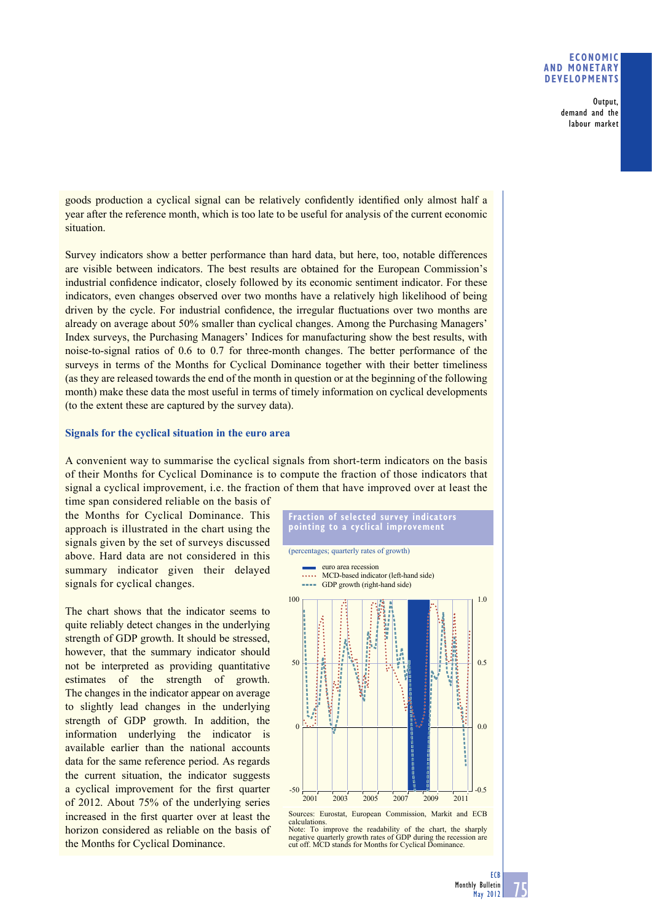goods production a cyclical signal can be relatively confidently identified only almost half a year after the reference month, which is too late to be useful for analysis of the current economic situation.

Survey indicators show a better performance than hard data, but here, too, notable differences are visible between indicators. The best results are obtained for the European Commission's industrial confidence indicator, closely followed by its economic sentiment indicator. For these indicators, even changes observed over two months have a relatively high likelihood of being driven by the cycle. For industrial confidence, the irregular fluctuations over two months are already on average about 50% smaller than cyclical changes. Among the Purchasing Managers' Index surveys, the Purchasing Managers' Indices for manufacturing show the best results, with noise-to-signal ratios of 0.6 to 0.7 for three-month changes. The better performance of the surveys in terms of the Months for Cyclical Dominance together with their better timeliness (as they are released towards the end of the month in question or at the beginning of the following month) make these data the most useful in terms of timely information on cyclical developments (to the extent these are captured by the survey data).

### Signals for the cyclical situation in the euro area

A convenient way to summarise the cyclical signals from short-term indicators on the basis of their Months for Cyclical Dominance is to compute the fraction of those indicators that signal a cyclical improvement, i.e. the fraction of them that have improved over at least the time span considered reliable on the basis of the Months for Cyclical Dominance. This approach is illustrated in the chart using the signals given by the set of surveys discussed above. Hard data are not considered in this summary indicator given their delayed signals for cyclical changes.

The chart shows that the indicator seems to quite reliably detect changes in the underlying strength of GDP growth. It should be stressed, however, that the summary indicator should not be interpreted as providing quantitative estimates of the strength of growth. The changes in the indicator appear on average to slightly lead changes in the underlying strength of GDP growth. In addition, the information underlying the indicator is available earlier than the national accounts data for the same reference period. As regards the current situation, the indicator suggests a cyclical improvement for the first quarter of 2012. About 75% of the underlying series increased in the first quarter over at least the horizon considered as reliable on the basis of the Months for Cyclical Dominance.

**Fraction of selected survey indicators pointing to a cyclical improvement**

(percentages; quarterly rates of growth)

Sources: Eurostat, European Commission, Markit and ECB calculations.
Note: To improve the readability of the chart, the sharply negative quarterly growth rates of GDP during the recession are cut off. MCD stands for Months for Cyclical Dominance.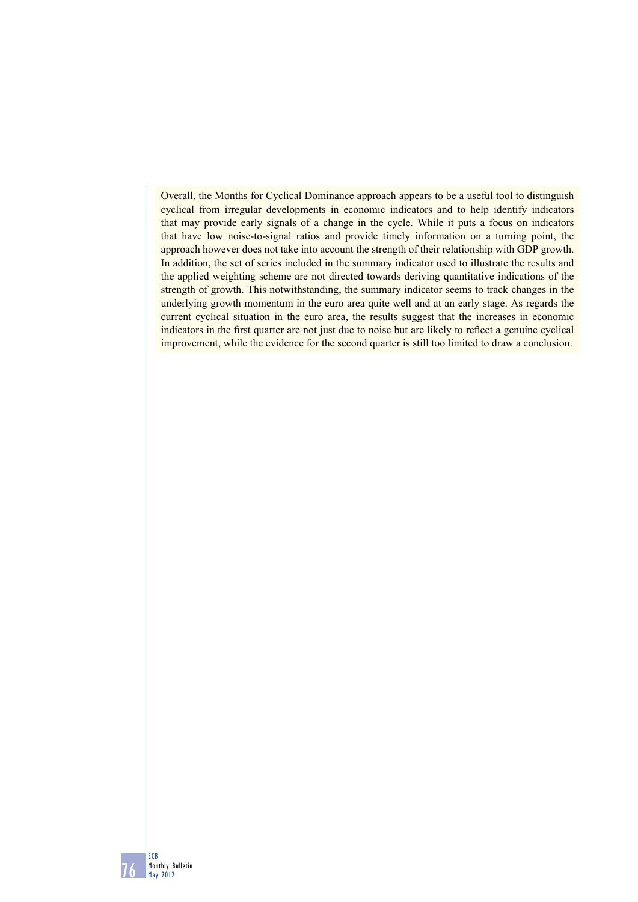Overall, the Months for Cyclical Dominance approach appears to be a useful tool to distinguish cyclical from irregular developments in economic indicators and to help identify indicators that may provide early signals of a change in the cycle. While it puts a focus on indicators that have low noise-to-signal ratios and provide timely information on a turning point, the approach however does not take into account the strength of their relationship with GDP growth. In addition, the set of series included in the summary indicator used to illustrate the results and the applied weighting scheme are not directed towards deriving quantitative indications of the strength of growth. This notwithstanding, the summary indicator seems to track changes in the underlying growth momentum in the euro area quite well and at an early stage. As regards the current cyclical situation in the euro area, the results suggest that the increases in economic indicators in the first quarter are not just due to noise but are likely to reflect a genuine cyclical improvement, while the evidence for the second quarter is still too limited to draw a conclusion.